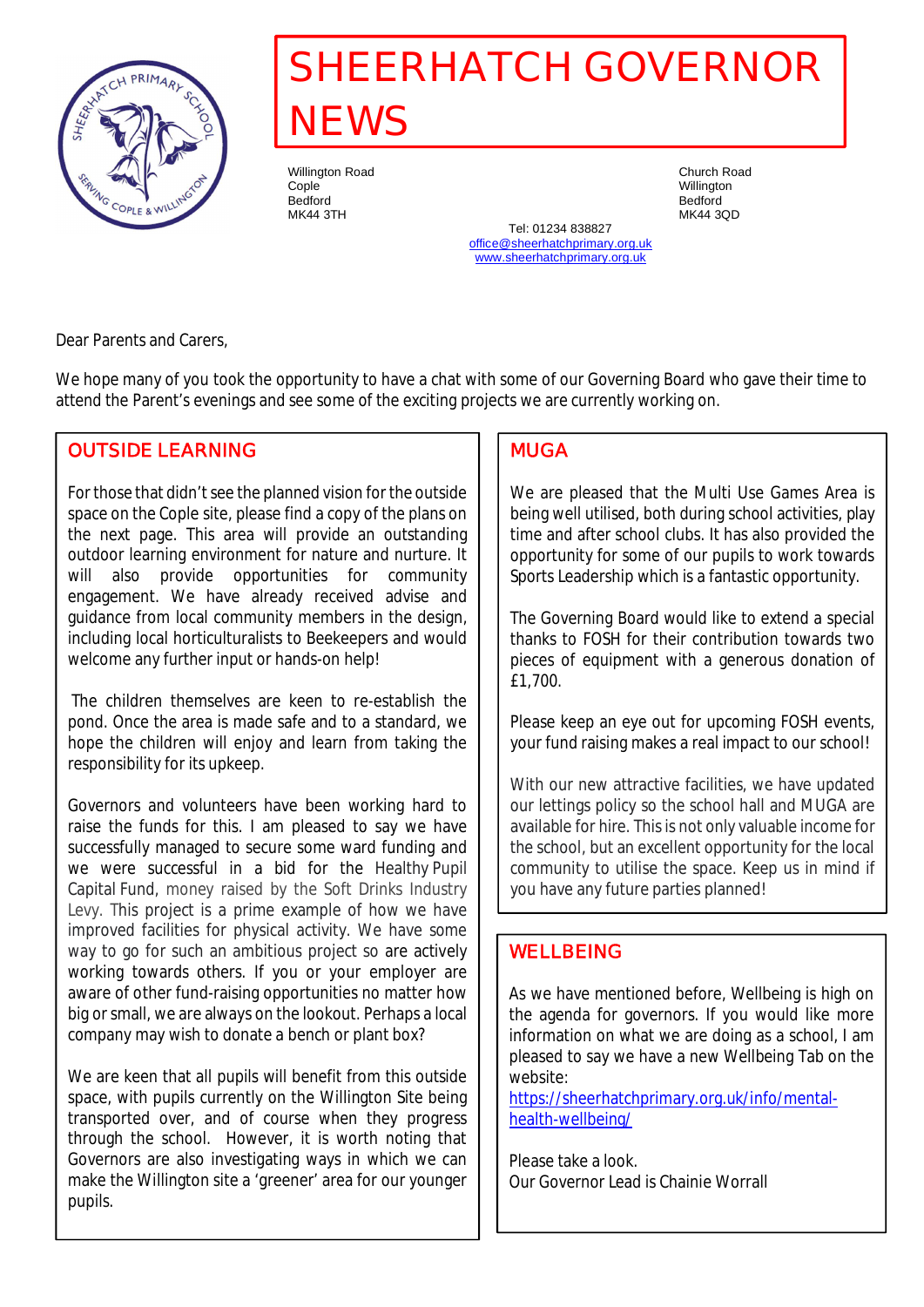# SHEERHATCH GOVERNOR NEWS

Willington Road
Cople
Bedford
MK44 3TH

Church Road
Willington
Bedford
MK44 3QD

Tel: 01234 838827
office@sheerhatchprimary.org.uk
www.sheerhatchprimary.org.uk

Dear Parents and Carers,

We hope many of you took the opportunity to have a chat with some of our Governing Board who gave their time to attend the Parent's evenings and see some of the exciting projects we are currently working on.

## OUTSIDE LEARNING

For those that didn't see the planned vision for the outside space on the Cople site, please find a copy of the plans on the next page. This area will provide an outstanding outdoor learning environment for nature and nurture. It will also provide opportunities for community engagement. We have already received advise and guidance from local community members in the design, including local horticulturalists to Beekeepers and would welcome any further input or hands-on help!

The children themselves are keen to re-establish the pond. Once the area is made safe and to a standard, we hope the children will enjoy and learn from taking the responsibility for its upkeep.

Governors and volunteers have been working hard to raise the funds for this. I am pleased to say we have successfully managed to secure some ward funding and we were successful in a bid for the Healthy Pupil Capital Fund, money raised by the Soft Drinks Industry Levy. This project is a prime example of how we have improved facilities for physical activity. We have some way to go for such an ambitious project so are actively working towards others. If you or your employer are aware of other fund-raising opportunities no matter how big or small, we are always on the lookout. Perhaps a local company may wish to donate a bench or plant box?

We are keen that all pupils will benefit from this outside space, with pupils currently on the Willington Site being transported over, and of course when they progress through the school. However, it is worth noting that Governors are also investigating ways in which we can make the Willington site a 'greener' area for our younger pupils.

## MUGA

We are pleased that the Multi Use Games Area is being well utilised, both during school activities, play time and after school clubs. It has also provided the opportunity for some of our pupils to work towards Sports Leadership which is a fantastic opportunity.

The Governing Board would like to extend a special thanks to FOSH for their contribution towards two pieces of equipment with a generous donation of £1,700.

Please keep an eye out for upcoming FOSH events, your fund raising makes a real impact to our school!

With our new attractive facilities, we have updated our lettings policy so the school hall and MUGA are available for hire. This is not only valuable income for the school, but an excellent opportunity for the local community to utilise the space. Keep us in mind if you have any future parties planned!

## WELLBEING

As we have mentioned before, Wellbeing is high on the agenda for governors. If you would like more information on what we are doing as a school, I am pleased to say we have a new Wellbeing Tab on the website:
https://sheerhatchprimary.org.uk/info/mental-health-wellbeing/

Please take a look.
Our Governor Lead is Chainie Worrall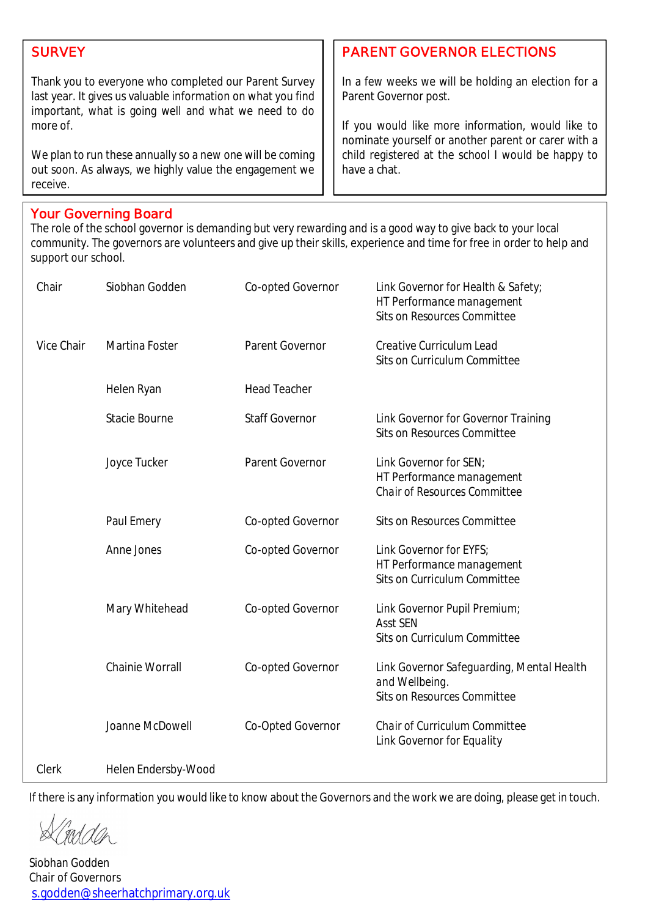## SURVEY

Thank you to everyone who completed our Parent Survey last year. It gives us valuable information on what you find important, what is going well and what we need to do more of.

We plan to run these annually so a new one will be coming out soon. As always, we highly value the engagement we receive.

## PARENT GOVERNOR ELECTIONS

In a few weeks we will be holding an election for a Parent Governor post.

If you would like more information, would like to nominate yourself or another parent or carer with a child registered at the school I would be happy to have a chat.

## Your Governing Board

The role of the school governor is demanding but very rewarding and is a good way to give back to your local community. The governors are volunteers and give up their skills, experience and time for free in order to help and support our school.

| | | | |
|---|---|---|---|
| Chair | Siobhan Godden | Co-opted Governor | Link Governor for Health & Safety; HT Performance management Sits on Resources Committee |
| Vice Chair | Martina Foster | Parent Governor | Creative Curriculum Lead Sits on Curriculum Committee |
| | Helen Ryan | Head Teacher | |
| | Stacie Bourne | Staff Governor | Link Governor for Governor Training Sits on Resources Committee |
| | Joyce Tucker | Parent Governor | Link Governor for SEN; HT Performance management Chair of Resources Committee |
| | Paul Emery | Co-opted Governor | Sits on Resources Committee |
| | Anne Jones | Co-opted Governor | Link Governor for EYFS; HT Performance management Sits on Curriculum Committee |
| | Mary Whitehead | Co-opted Governor | Link Governor Pupil Premium; Asst SEN Sits on Curriculum Committee |
| | Chainie Worrall | Co-opted Governor | Link Governor Safeguarding, Mental Health and Wellbeing. Sits on Resources Committee |
| | Joanne McDowell | Co-Opted Governor | Chair of Curriculum Committee Link Governor for Equality |
| Clerk | Helen Endersby-Wood | | |

If there is any information you would like to know about the Governors and the work we are doing, please get in touch.

Siobhan Godden
Chair of Governors
s.godden@sheerhatchprimary.org.uk